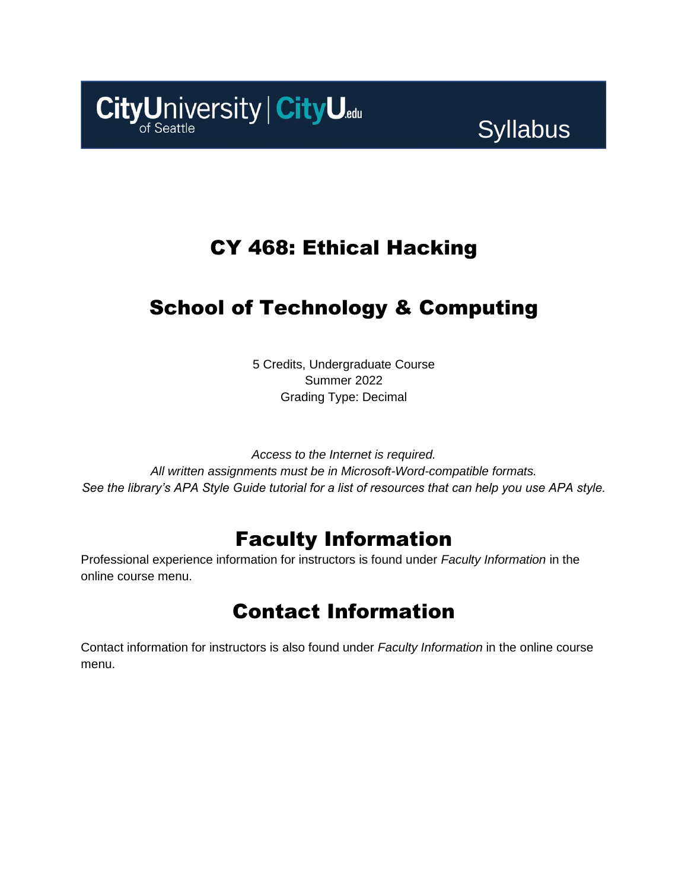CityUniversity of Seattle | CityU.edu

Syllabus

# CY 468: Ethical Hacking

# School of Technology & Computing

5 Credits, Undergraduate Course
Summer 2022
Grading Type: Decimal

*Access to the Internet is required.*
*All written assignments must be in Microsoft-Word-compatible formats.*
*See the library's APA Style Guide tutorial for a list of resources that can help you use APA style.*

## Faculty Information

Professional experience information for instructors is found under *Faculty Information* in the online course menu.

## Contact Information

Contact information for instructors is also found under *Faculty Information* in the online course menu.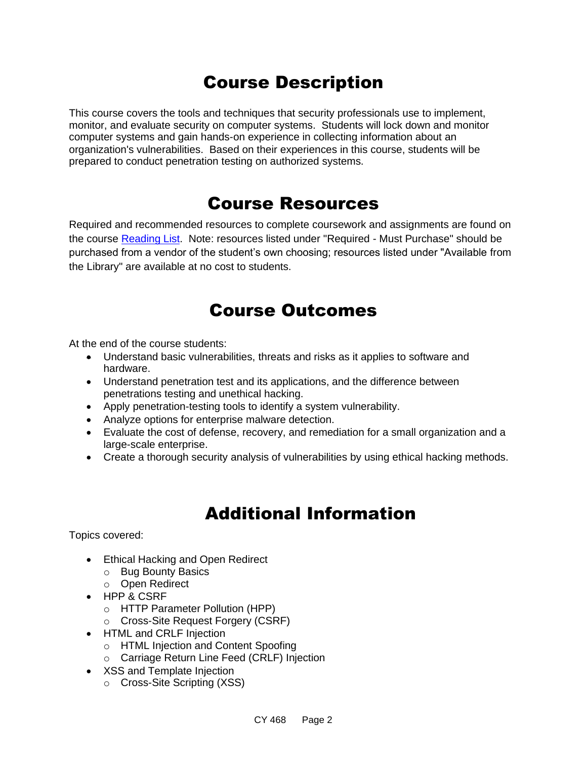# Course Description

This course covers the tools and techniques that security professionals use to implement, monitor, and evaluate security on computer systems. Students will lock down and monitor computer systems and gain hands-on experience in collecting information about an organization's vulnerabilities. Based on their experiences in this course, students will be prepared to conduct penetration testing on authorized systems.

# Course Resources

Required and recommended resources to complete coursework and assignments are found on the course [Reading List](). Note: resources listed under "Required - Must Purchase" should be purchased from a vendor of the student's own choosing; resources listed under "Available from the Library" are available at no cost to students.

# Course Outcomes

At the end of the course students:

- Understand basic vulnerabilities, threats and risks as it applies to software and hardware.
- Understand penetration test and its applications, and the difference between penetrations testing and unethical hacking.
- Apply penetration-testing tools to identify a system vulnerability.
- Analyze options for enterprise malware detection.
- Evaluate the cost of defense, recovery, and remediation for a small organization and a large-scale enterprise.
- Create a thorough security analysis of vulnerabilities by using ethical hacking methods.

# Additional Information

Topics covered:

- Ethical Hacking and Open Redirect
  - Bug Bounty Basics
  - Open Redirect
- HPP & CSRF
  - HTTP Parameter Pollution (HPP)
  - Cross-Site Request Forgery (CSRF)
- HTML and CRLF Injection
  - HTML Injection and Content Spoofing
  - Carriage Return Line Feed (CRLF) Injection
- XSS and Template Injection
  - Cross-Site Scripting (XSS)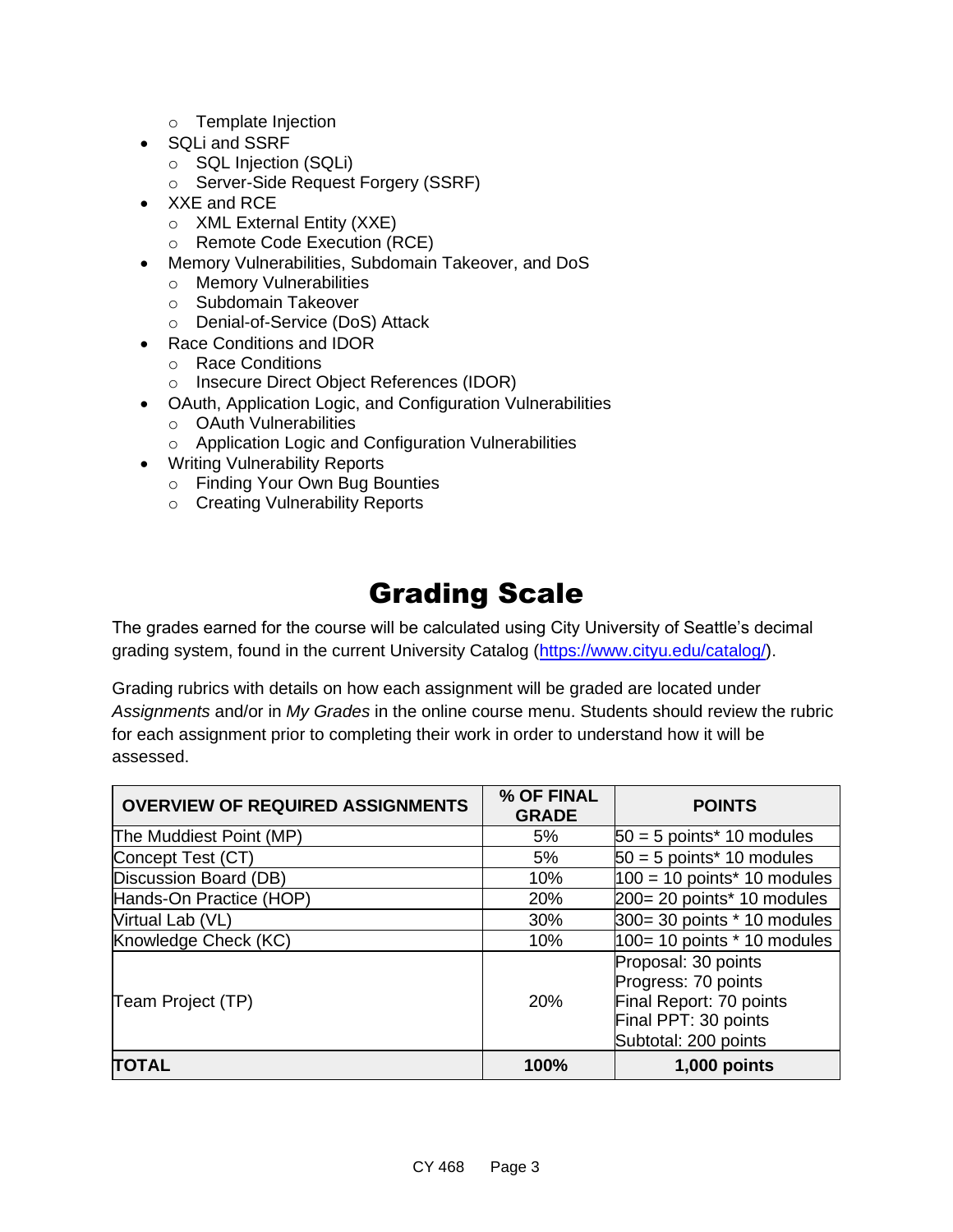- Template Injection
- SQLi and SSRF
    - SQL Injection (SQLi)
    - Server-Side Request Forgery (SSRF)
- XXE and RCE
    - XML External Entity (XXE)
    - Remote Code Execution (RCE)
- Memory Vulnerabilities, Subdomain Takeover, and DoS
    - Memory Vulnerabilities
    - Subdomain Takeover
    - Denial-of-Service (DoS) Attack
- Race Conditions and IDOR
    - Race Conditions
    - Insecure Direct Object References (IDOR)
- OAuth, Application Logic, and Configuration Vulnerabilities
    - OAuth Vulnerabilities
    - Application Logic and Configuration Vulnerabilities
- Writing Vulnerability Reports
    - Finding Your Own Bug Bounties
    - Creating Vulnerability Reports

# Grading Scale

The grades earned for the course will be calculated using City University of Seattle's decimal grading system, found in the current University Catalog (https://www.cityu.edu/catalog/).

Grading rubrics with details on how each assignment will be graded are located under *Assignments* and/or in *My Grades* in the online course menu. Students should review the rubric for each assignment prior to completing their work in order to understand how it will be assessed.

| OVERVIEW OF REQUIRED ASSIGNMENTS | % OF FINAL GRADE | POINTS |
|---|---|---|
| The Muddiest Point (MP) | 5% | 50 = 5 points* 10 modules |
| Concept Test (CT) | 5% | 50 = 5 points* 10 modules |
| Discussion Board (DB) | 10% | 100 = 10 points* 10 modules |
| Hands-On Practice (HOP) | 20% | 200= 20 points* 10 modules |
| Virtual Lab (VL) | 30% | 300= 30 points * 10 modules |
| Knowledge Check (KC) | 10% | 100= 10 points * 10 modules |
| Team Project (TP) | 20% | Proposal: 30 points<br>Progress: 70 points<br>Final Report: 70 points<br>Final PPT: 30 points<br>Subtotal: 200 points |
| **TOTAL** | **100%** | **1,000 points** |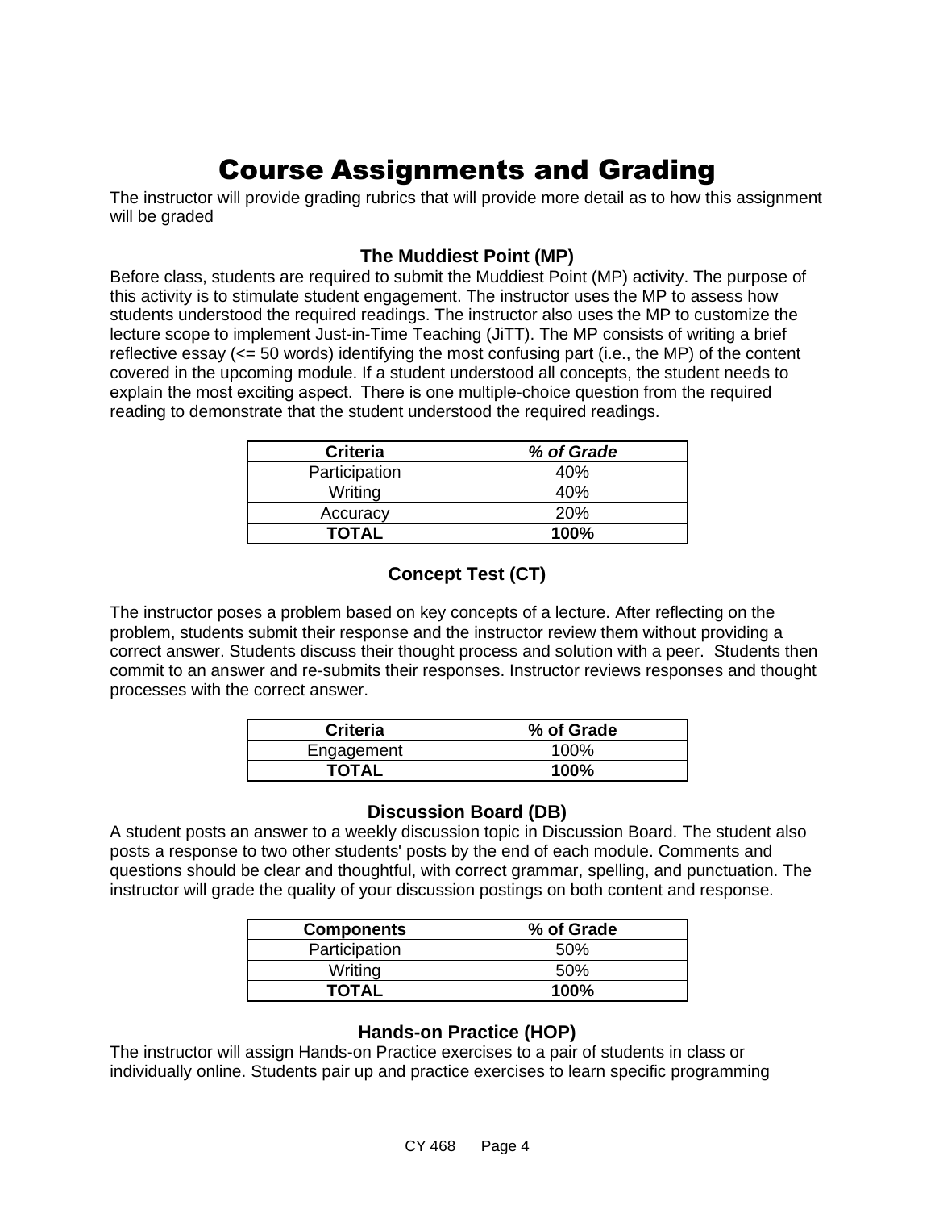# Course Assignments and Grading

The instructor will provide grading rubrics that will provide more detail as to how this assignment will be graded

### The Muddiest Point (MP)

Before class, students are required to submit the Muddiest Point (MP) activity. The purpose of this activity is to stimulate student engagement. The instructor uses the MP to assess how students understood the required readings. The instructor also uses the MP to customize the lecture scope to implement Just-in-Time Teaching (JiTT). The MP consists of writing a brief reflective essay (<= 50 words) identifying the most confusing part (i.e., the MP) of the content covered in the upcoming module. If a student understood all concepts, the student needs to explain the most exciting aspect.  There is one multiple-choice question from the required reading to demonstrate that the student understood the required readings.

| **Criteria** | ***% of Grade*** |
|---|---|
| Participation | 40% |
| Writing | 40% |
| Accuracy | 20% |
| **TOTAL** | **100%** |

### Concept Test (CT)

The instructor poses a problem based on key concepts of a lecture. After reflecting on the problem, students submit their response and the instructor review them without providing a correct answer. Students discuss their thought process and solution with a peer.  Students then commit to an answer and re-submits their responses. Instructor reviews responses and thought processes with the correct answer.

| **Criteria** | **% of Grade** |
|---|---|
| Engagement | 100% |
| **TOTAL** | **100%** |

### Discussion Board (DB)

A student posts an answer to a weekly discussion topic in Discussion Board. The student also posts a response to two other students' posts by the end of each module. Comments and questions should be clear and thoughtful, with correct grammar, spelling, and punctuation. The instructor will grade the quality of your discussion postings on both content and response.

| **Components** | **% of Grade** |
|---|---|
| Participation | 50% |
| Writing | 50% |
| **TOTAL** | **100%** |

### Hands-on Practice (HOP)

The instructor will assign Hands-on Practice exercises to a pair of students in class or individually online. Students pair up and practice exercises to learn specific programming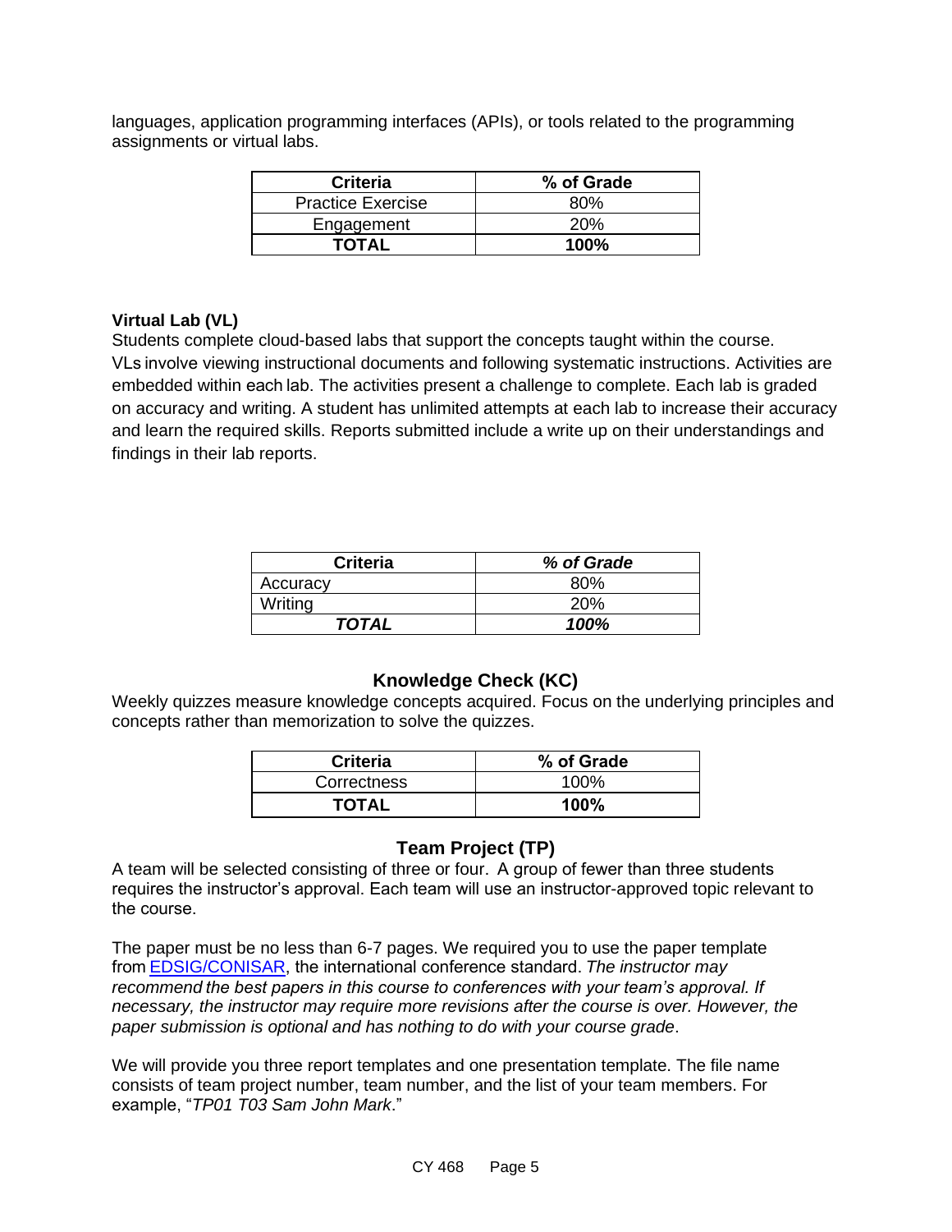languages, application programming interfaces (APIs), or tools related to the programming assignments or virtual labs.

| Criteria | % of Grade |
|---|---|
| Practice Exercise | 80% |
| Engagement | 20% |
| **TOTAL** | **100%** |

**Virtual Lab (VL)**

Students complete cloud-based labs that support the concepts taught within the course. VLs involve viewing instructional documents and following systematic instructions. Activities are embedded within each lab. The activities present a challenge to complete. Each lab is graded on accuracy and writing. A student has unlimited attempts at each lab to increase their accuracy and learn the required skills. Reports submitted include a write up on their understandings and findings in their lab reports.

| Criteria | *% of Grade* |
|---|---|
| Accuracy | 80% |
| Writing | 20% |
| ***TOTAL*** | ***100%*** |

## Knowledge Check (KC)

Weekly quizzes measure knowledge concepts acquired. Focus on the underlying principles and concepts rather than memorization to solve the quizzes.

| Criteria | % of Grade |
|---|---|
| Correctness | 100% |
| **TOTAL** | **100%** |

## Team Project (TP)

A team will be selected consisting of three or four. A group of fewer than three students requires the instructor's approval. Each team will use an instructor-approved topic relevant to the course.

The paper must be no less than 6-7 pages. We required you to use the paper template from EDSIG/CONISAR, the international conference standard. *The instructor may recommend the best papers in this course to conferences with your team's approval. If necessary, the instructor may require more revisions after the course is over. However, the paper submission is optional and has nothing to do with your course grade*.

We will provide you three report templates and one presentation template. The file name consists of team project number, team number, and the list of your team members. For example, "*TP01 T03 Sam John Mark*."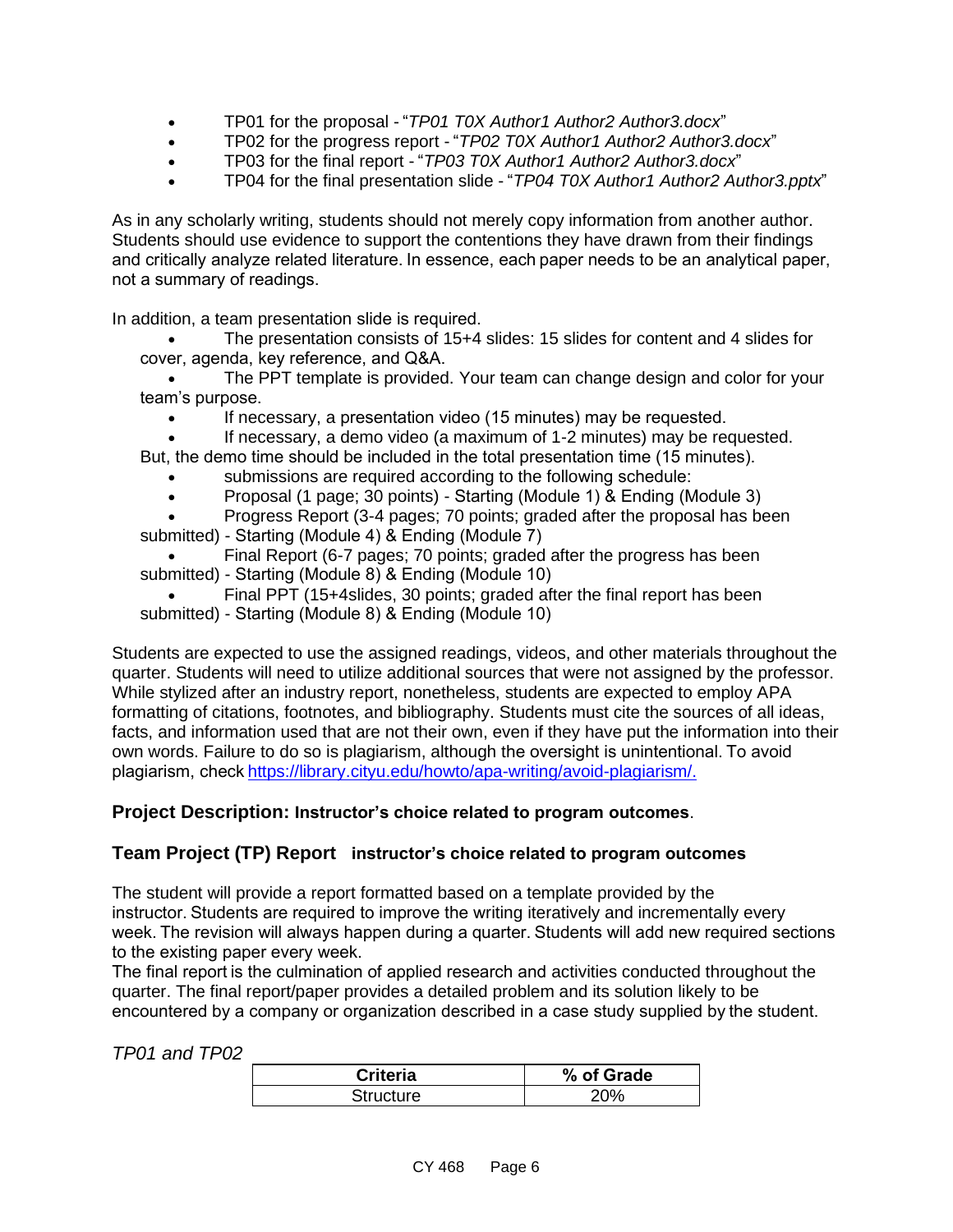- TP01 for the proposal - "*TP01 T0X Author1 Author2 Author3.docx*"
- TP02 for the progress report - "*TP02 T0X Author1 Author2 Author3.docx*"
- TP03 for the final report - "*TP03 T0X Author1 Author2 Author3.docx*"
- TP04 for the final presentation slide - "*TP04 T0X Author1 Author2 Author3.pptx*"

As in any scholarly writing, students should not merely copy information from another author. Students should use evidence to support the contentions they have drawn from their findings and critically analyze related literature. In essence, each paper needs to be an analytical paper, not a summary of readings.

In addition, a team presentation slide is required.

- The presentation consists of 15+4 slides: 15 slides for content and 4 slides for cover, agenda, key reference, and Q&A.
- The PPT template is provided. Your team can change design and color for your team's purpose.
- If necessary, a presentation video (15 minutes) may be requested.
- If necessary, a demo video (a maximum of 1-2 minutes) may be requested. But, the demo time should be included in the total presentation time (15 minutes).
- submissions are required according to the following schedule:
- Proposal (1 page; 30 points) - Starting (Module 1) & Ending (Module 3)
- Progress Report (3-4 pages; 70 points; graded after the proposal has been submitted) - Starting (Module 4) & Ending (Module 7)
- Final Report (6-7 pages; 70 points; graded after the progress has been submitted) - Starting (Module 8) & Ending (Module 10)
- Final PPT (15+4slides, 30 points; graded after the final report has been submitted) - Starting (Module 8) & Ending (Module 10)

Students are expected to use the assigned readings, videos, and other materials throughout the quarter. Students will need to utilize additional sources that were not assigned by the professor. While stylized after an industry report, nonetheless, students are expected to employ APA formatting of citations, footnotes, and bibliography. Students must cite the sources of all ideas, facts, and information used that are not their own, even if they have put the information into their own words. Failure to do so is plagiarism, although the oversight is unintentional. To avoid plagiarism, check https://library.cityu.edu/howto/apa-writing/avoid-plagiarism/.

### Project Description: Instructor's choice related to program outcomes.

### Team Project (TP) Report instructor's choice related to program outcomes

The student will provide a report formatted based on a template provided by the instructor. Students are required to improve the writing iteratively and incrementally every week. The revision will always happen during a quarter. Students will add new required sections to the existing paper every week.
The final report is the culmination of applied research and activities conducted throughout the quarter. The final report/paper provides a detailed problem and its solution likely to be encountered by a company or organization described in a case study supplied by the student.

*TP01 and TP02*

| Criteria | % of Grade |
|---|---|
| Structure | 20% |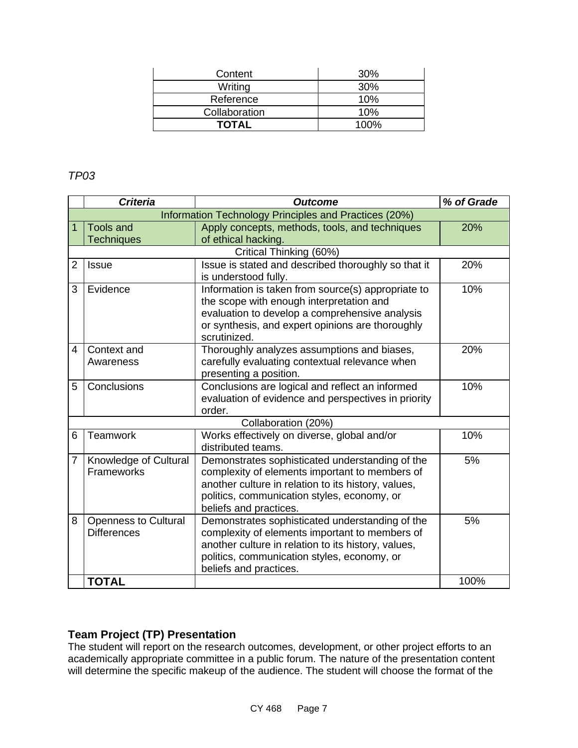| Content | 30% |
| --- | --- |
| Writing | 30% |
| Reference | 10% |
| Collaboration | 10% |
| **TOTAL** | 100% |

*TP03*

| | ***Criteria*** | ***Outcome*** | ***% of Grade*** |
| --- | --- | --- | --- |
| Information Technology Principles and Practices (20%) | | | |
| 1 | Tools and Techniques | Apply concepts, methods, tools, and techniques of ethical hacking. | 20% |
| Critical Thinking (60%) | | | |
| 2 | Issue | Issue is stated and described thoroughly so that it is understood fully. | 20% |
| 3 | Evidence | Information is taken from source(s) appropriate to the scope with enough interpretation and evaluation to develop a comprehensive analysis or synthesis, and expert opinions are thoroughly scrutinized. | 10% |
| 4 | Context and Awareness | Thoroughly analyzes assumptions and biases, carefully evaluating contextual relevance when presenting a position. | 20% |
| 5 | Conclusions | Conclusions are logical and reflect an informed evaluation of evidence and perspectives in priority order. | 10% |
| Collaboration (20%) | | | |
| 6 | Teamwork | Works effectively on diverse, global and/or distributed teams. | 10% |
| 7 | Knowledge of Cultural Frameworks | Demonstrates sophisticated understanding of the complexity of elements important to members of another culture in relation to its history, values, politics, communication styles, economy, or beliefs and practices. | 5% |
| 8 | Openness to Cultural Differences | Demonstrates sophisticated understanding of the complexity of elements important to members of another culture in relation to its history, values, politics, communication styles, economy, or beliefs and practices. | 5% |
| | **TOTAL** | | 100% |

## Team Project (TP) Presentation

The student will report on the research outcomes, development, or other project efforts to an academically appropriate committee in a public forum. The nature of the presentation content will determine the specific makeup of the audience. The student will choose the format of the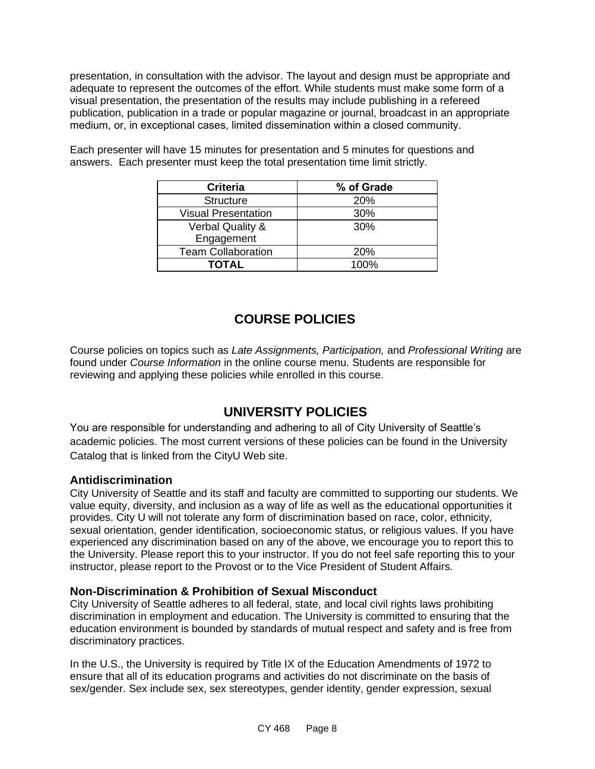presentation, in consultation with the advisor. The layout and design must be appropriate and adequate to represent the outcomes of the effort. While students must make some form of a visual presentation, the presentation of the results may include publishing in a refereed publication, publication in a trade or popular magazine or journal, broadcast in an appropriate medium, or, in exceptional cases, limited dissemination within a closed community.

Each presenter will have 15 minutes for presentation and 5 minutes for questions and answers. Each presenter must keep the total presentation time limit strictly.

| **Criteria** | **% of Grade** |
|---|---|
| Structure | 20% |
| Visual Presentation | 30% |
| Verbal Quality & Engagement | 30% |
| Team Collaboration | 20% |
| **TOTAL** | 100% |

## COURSE POLICIES

Course policies on topics such as *Late Assignments, Participation,* and *Professional Writing* are found under *Course Information* in the online course menu. Students are responsible for reviewing and applying these policies while enrolled in this course.

## UNIVERSITY POLICIES

You are responsible for understanding and adhering to all of City University of Seattle's academic policies. The most current versions of these policies can be found in the University Catalog that is linked from the CityU Web site.

### Antidiscrimination

City University of Seattle and its staff and faculty are committed to supporting our students. We value equity, diversity, and inclusion as a way of life as well as the educational opportunities it provides. City U will not tolerate any form of discrimination based on race, color, ethnicity, sexual orientation, gender identification, socioeconomic status, or religious values. If you have experienced any discrimination based on any of the above, we encourage you to report this to the University. Please report this to your instructor. If you do not feel safe reporting this to your instructor, please report to the Provost or to the Vice President of Student Affairs.

### Non-Discrimination & Prohibition of Sexual Misconduct

City University of Seattle adheres to all federal, state, and local civil rights laws prohibiting discrimination in employment and education. The University is committed to ensuring that the education environment is bounded by standards of mutual respect and safety and is free from discriminatory practices.

In the U.S., the University is required by Title IX of the Education Amendments of 1972 to ensure that all of its education programs and activities do not discriminate on the basis of sex/gender. Sex include sex, sex stereotypes, gender identity, gender expression, sexual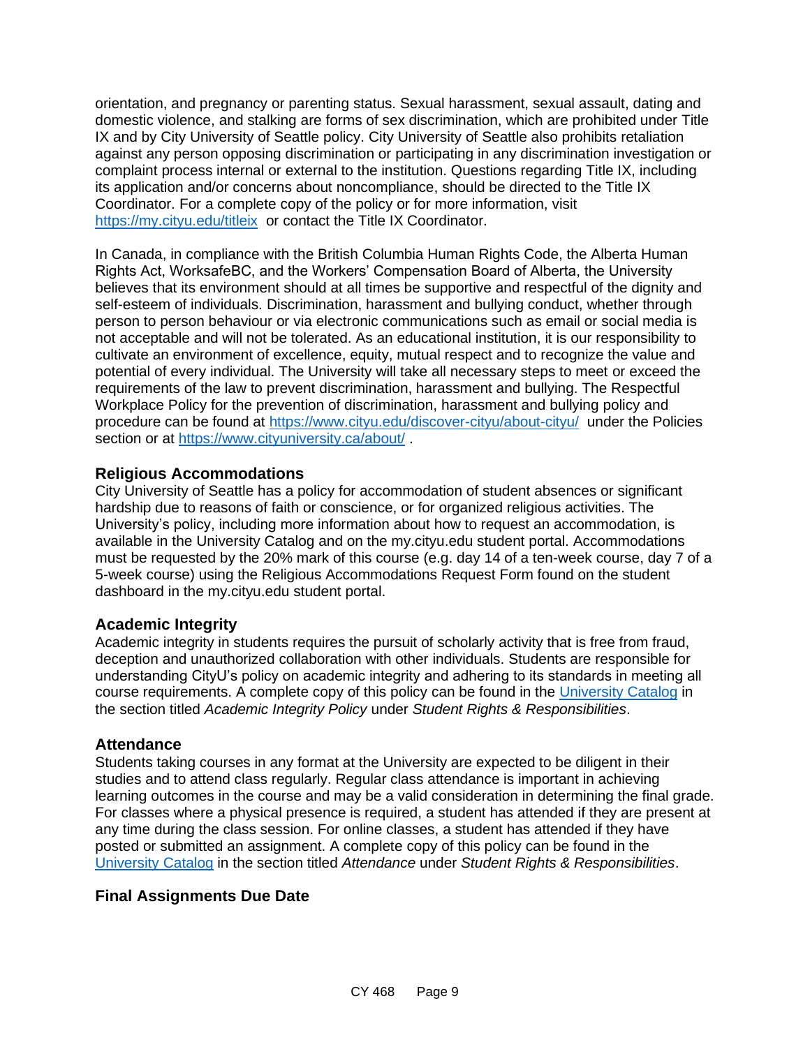orientation, and pregnancy or parenting status. Sexual harassment, sexual assault, dating and domestic violence, and stalking are forms of sex discrimination, which are prohibited under Title IX and by City University of Seattle policy. City University of Seattle also prohibits retaliation against any person opposing discrimination or participating in any discrimination investigation or complaint process internal or external to the institution. Questions regarding Title IX, including its application and/or concerns about noncompliance, should be directed to the Title IX Coordinator. For a complete copy of the policy or for more information, visit [https://my.cityu.edu/titleix](https://my.cityu.edu/titleix) or contact the Title IX Coordinator.

In Canada, in compliance with the British Columbia Human Rights Code, the Alberta Human Rights Act, WorksafeBC, and the Workers' Compensation Board of Alberta, the University believes that its environment should at all times be supportive and respectful of the dignity and self-esteem of individuals. Discrimination, harassment and bullying conduct, whether through person to person behaviour or via electronic communications such as email or social media is not acceptable and will not be tolerated. As an educational institution, it is our responsibility to cultivate an environment of excellence, equity, mutual respect and to recognize the value and potential of every individual. The University will take all necessary steps to meet or exceed the requirements of the law to prevent discrimination, harassment and bullying. The Respectful Workplace Policy for the prevention of discrimination, harassment and bullying policy and procedure can be found at [https://www.cityu.edu/discover-cityu/about-cityu/](https://www.cityu.edu/discover-cityu/about-cityu/) under the Policies section or at [https://www.cityuniversity.ca/about/](https://www.cityuniversity.ca/about/) .

### Religious Accommodations

City University of Seattle has a policy for accommodation of student absences or significant hardship due to reasons of faith or conscience, or for organized religious activities. The University's policy, including more information about how to request an accommodation, is available in the University Catalog and on the my.cityu.edu student portal. Accommodations must be requested by the 20% mark of this course (e.g. day 14 of a ten-week course, day 7 of a 5-week course) using the Religious Accommodations Request Form found on the student dashboard in the my.cityu.edu student portal.

### Academic Integrity

Academic integrity in students requires the pursuit of scholarly activity that is free from fraud, deception and unauthorized collaboration with other individuals. Students are responsible for understanding CityU's policy on academic integrity and adhering to its standards in meeting all course requirements. A complete copy of this policy can be found in the University Catalog in the section titled *Academic Integrity Policy* under *Student Rights & Responsibilities*.

### Attendance

Students taking courses in any format at the University are expected to be diligent in their studies and to attend class regularly. Regular class attendance is important in achieving learning outcomes in the course and may be a valid consideration in determining the final grade. For classes where a physical presence is required, a student has attended if they are present at any time during the class session. For online classes, a student has attended if they have posted or submitted an assignment. A complete copy of this policy can be found in the University Catalog in the section titled *Attendance* under *Student Rights & Responsibilities*.

### Final Assignments Due Date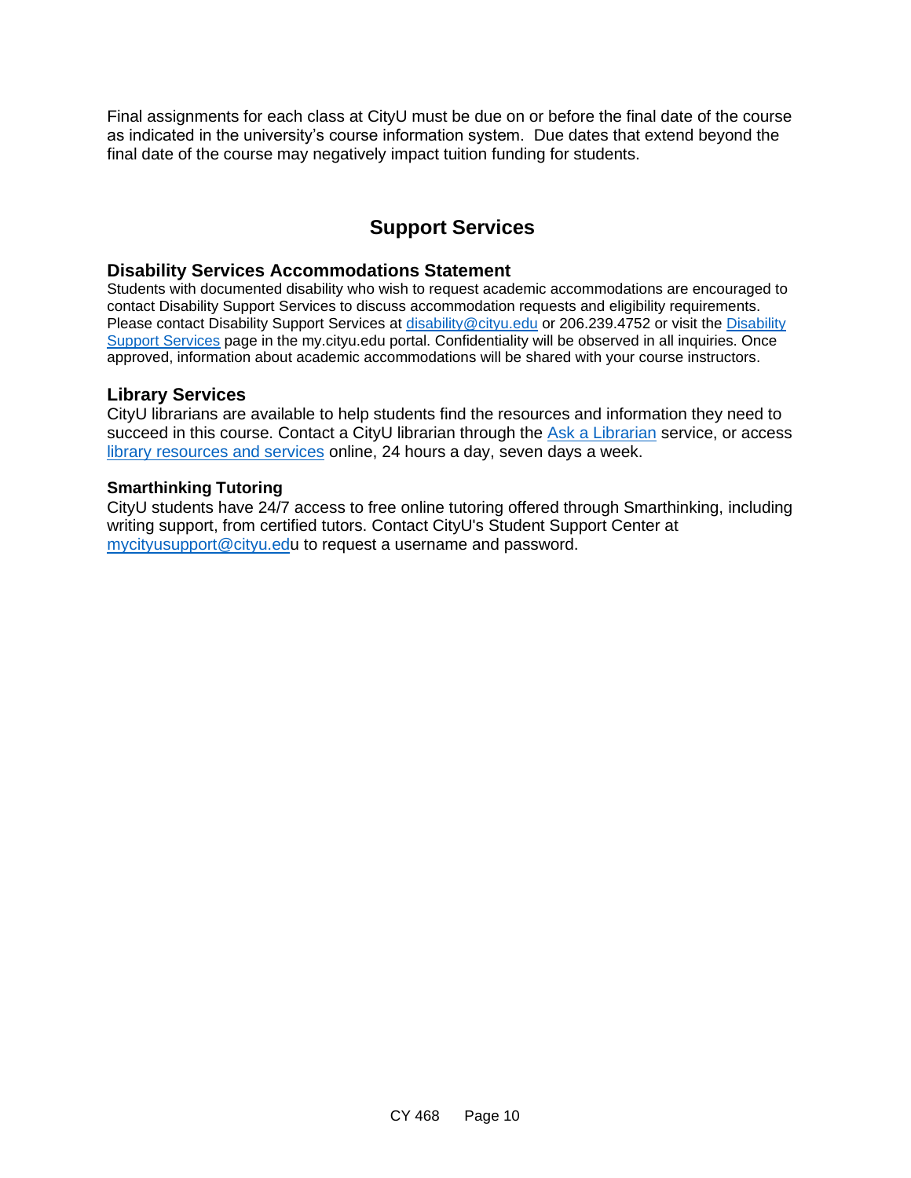Final assignments for each class at CityU must be due on or before the final date of the course as indicated in the university's course information system. Due dates that extend beyond the final date of the course may negatively impact tuition funding for students.

## Support Services

### Disability Services Accommodations Statement

Students with documented disability who wish to request academic accommodations are encouraged to contact Disability Support Services to discuss accommodation requests and eligibility requirements. Please contact Disability Support Services at disability@cityu.edu or 206.239.4752 or visit the Disability Support Services page in the my.cityu.edu portal. Confidentiality will be observed in all inquiries. Once approved, information about academic accommodations will be shared with your course instructors.

### Library Services

CityU librarians are available to help students find the resources and information they need to succeed in this course. Contact a CityU librarian through the Ask a Librarian service, or access library resources and services online, 24 hours a day, seven days a week.

### Smarthinking Tutoring

CityU students have 24/7 access to free online tutoring offered through Smarthinking, including writing support, from certified tutors. Contact CityU's Student Support Center at mycityusupport@cityu.edu to request a username and password.